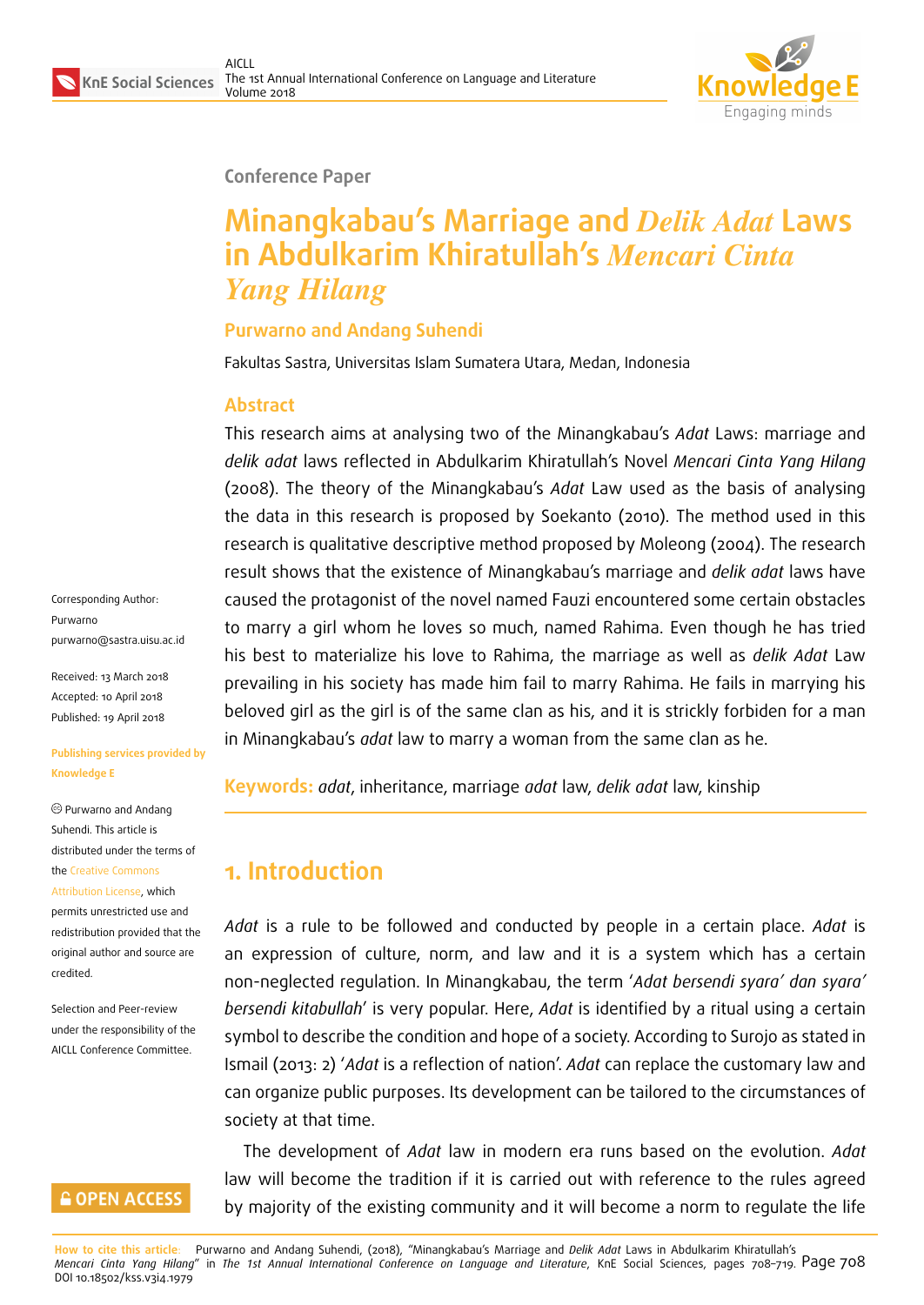Conference Paper

# Minangkabau's Marriage and *Delik Adat* Laws in Abdulkarim Khiratullah's *Mencari Cinta Yang Hilang*

**Purwarno and Andang Suhendi**

Fakultas Sastra, Universitas Islam Sumatera Utara, Medan, Indonesia

Corresponding Author: Purwarno purwarno@sastra.uisu.ac.id

Received: 13 March 2018
Accepted: 10 April 2018
Published: 19 April 2018

**Publishing services provided by Knowledge E**

© Purwarno and Andang Suhendi. This article is distributed under the terms of the Creative Commons Attribution License, which permits unrestricted use and redistribution provided that the original author and source are credited.

Selection and Peer-review under the responsibility of the AICLL Conference Committee.

## Abstract

This research aims at analysing two of the Minangkabau's *Adat* Laws: marriage and *delik adat* laws reflected in Abdulkarim Khiratullah's Novel *Mencari Cinta Yang Hilang* (2008). The theory of the Minangkabau's *Adat* Law used as the basis of analysing the data in this research is proposed by Soekanto (2010). The method used in this research is qualitative descriptive method proposed by Moleong (2004). The research result shows that the existence of Minangkabau's marriage and *delik adat* laws have caused the protagonist of the novel named Fauzi encountered some certain obstacles to marry a girl whom he loves so much, named Rahima. Even though he has tried his best to materialize his love to Rahima, the marriage as well as *delik Adat* Law prevailing in his society has made him fail to marry Rahima. He fails in marrying his beloved girl as the girl is of the same clan as his, and it is strickly forbiden for a man in Minangkabau's *adat* law to marry a woman from the same clan as he.

**Keywords:** *adat*, inheritance, marriage *adat* law, *delik adat* law, kinship

## 1. Introduction

*Adat* is a rule to be followed and conducted by people in a certain place. *Adat* is an expression of culture, norm, and law and it is a system which has a certain non-neglected regulation. In Minangkabau, the term '*Adat bersendi syara' dan syara' bersendi kitabullah*' is very popular. Here, *Adat* is identified by a ritual using a certain symbol to describe the condition and hope of a society. According to Surojo as stated in Ismail (2013: 2) '*Adat* is a reflection of nation'. *Adat* can replace the customary law and can organize public purposes. Its development can be tailored to the circumstances of society at that time.

The development of *Adat* law in modern era runs based on the evolution. *Adat* law will become the tradition if it is carried out with reference to the rules agreed by majority of the existing community and it will become a norm to regulate the life

**How to cite this article:** Purwarno and Andang Suhendi, (2018), "Minangkabau's Marriage and *Delik Adat* Laws in Abdulkarim Khiratullah's *Mencari Cinta Yang Hilang*" in *The 1st Annual International Conference on Language and Literature*, KnE Social Sciences, pages 708–719. DOI 10.18502/kss.v3i4.1979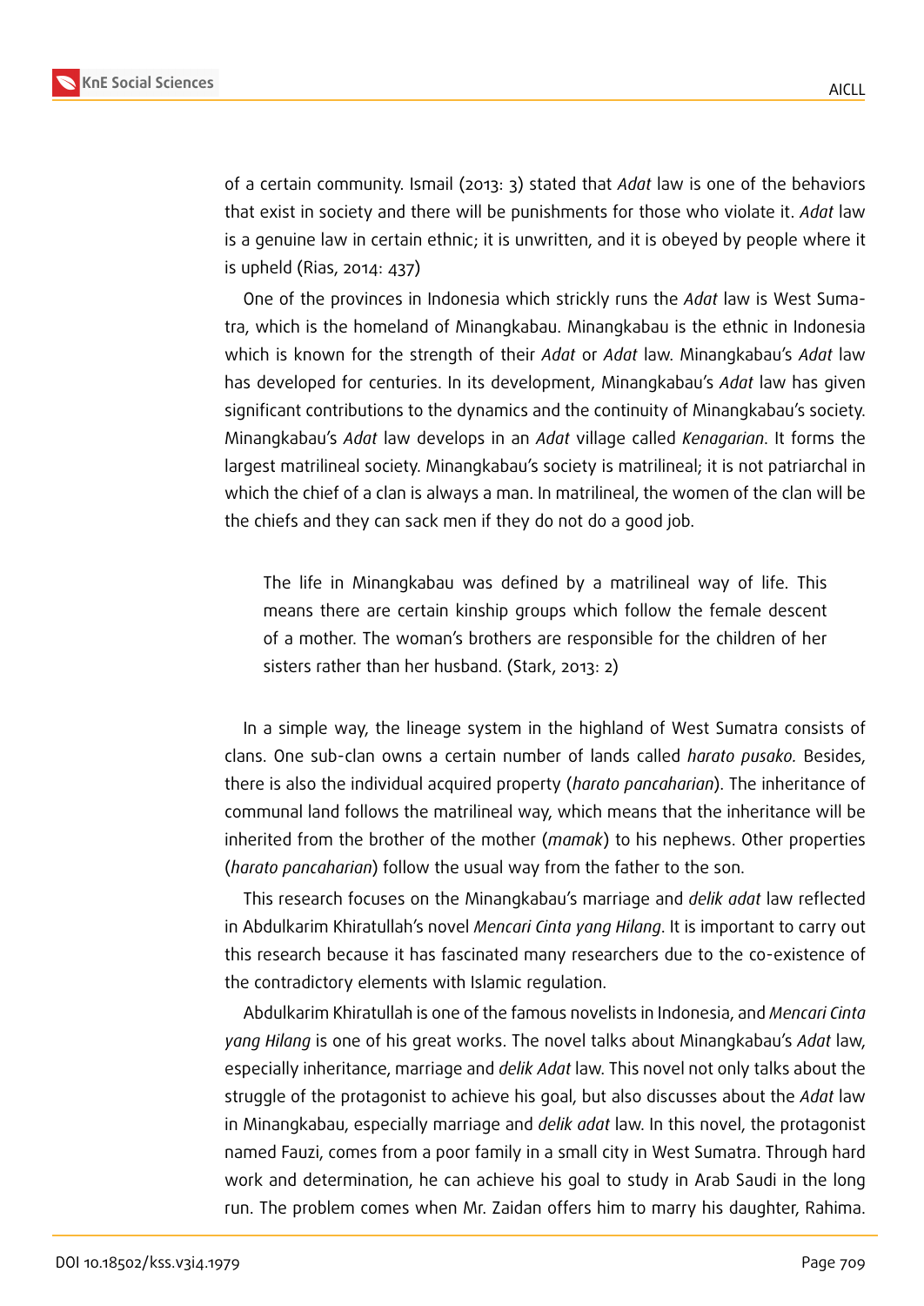of a certain community. Ismail (2013: 3) stated that *Adat* law is one of the behaviors that exist in society and there will be punishments for those who violate it. *Adat* law is a genuine law in certain ethnic; it is unwritten, and it is obeyed by people where it is upheld (Rias, 2014: 437)

One of the provinces in Indonesia which strickly runs the *Adat* law is West Sumatra, which is the homeland of Minangkabau. Minangkabau is the ethnic in Indonesia which is known for the strength of their *Adat* or *Adat* law. Minangkabau's *Adat* law has developed for centuries. In its development, Minangkabau's *Adat* law has given significant contributions to the dynamics and the continuity of Minangkabau's society. Minangkabau's *Adat* law develops in an *Adat* village called *Kenagarian*. It forms the largest matrilineal society. Minangkabau's society is matrilineal; it is not patriarchal in which the chief of a clan is always a man. In matrilineal, the women of the clan will be the chiefs and they can sack men if they do not do a good job.

> The life in Minangkabau was defined by a matrilineal way of life. This means there are certain kinship groups which follow the female descent of a mother. The woman's brothers are responsible for the children of her sisters rather than her husband. (Stark, 2013: 2)

In a simple way, the lineage system in the highland of West Sumatra consists of clans. One sub-clan owns a certain number of lands called *harato pusako.* Besides, there is also the individual acquired property (*harato pancaharian*). The inheritance of communal land follows the matrilineal way, which means that the inheritance will be inherited from the brother of the mother (*mamak*) to his nephews. Other properties (*harato pancaharian*) follow the usual way from the father to the son.

This research focuses on the Minangkabau's marriage and *delik adat* law reflected in Abdulkarim Khiratullah's novel *Mencari Cinta yang Hilang*. It is important to carry out this research because it has fascinated many researchers due to the co-existence of the contradictory elements with Islamic regulation.

Abdulkarim Khiratullah is one of the famous novelists in Indonesia, and *Mencari Cinta yang Hilang* is one of his great works. The novel talks about Minangkabau's *Adat* law, especially inheritance, marriage and *delik Adat* law. This novel not only talks about the struggle of the protagonist to achieve his goal, but also discusses about the *Adat* law in Minangkabau, especially marriage and *delik adat* law. In this novel, the protagonist named Fauzi, comes from a poor family in a small city in West Sumatra. Through hard work and determination, he can achieve his goal to study in Arab Saudi in the long run. The problem comes when Mr. Zaidan offers him to marry his daughter, Rahima.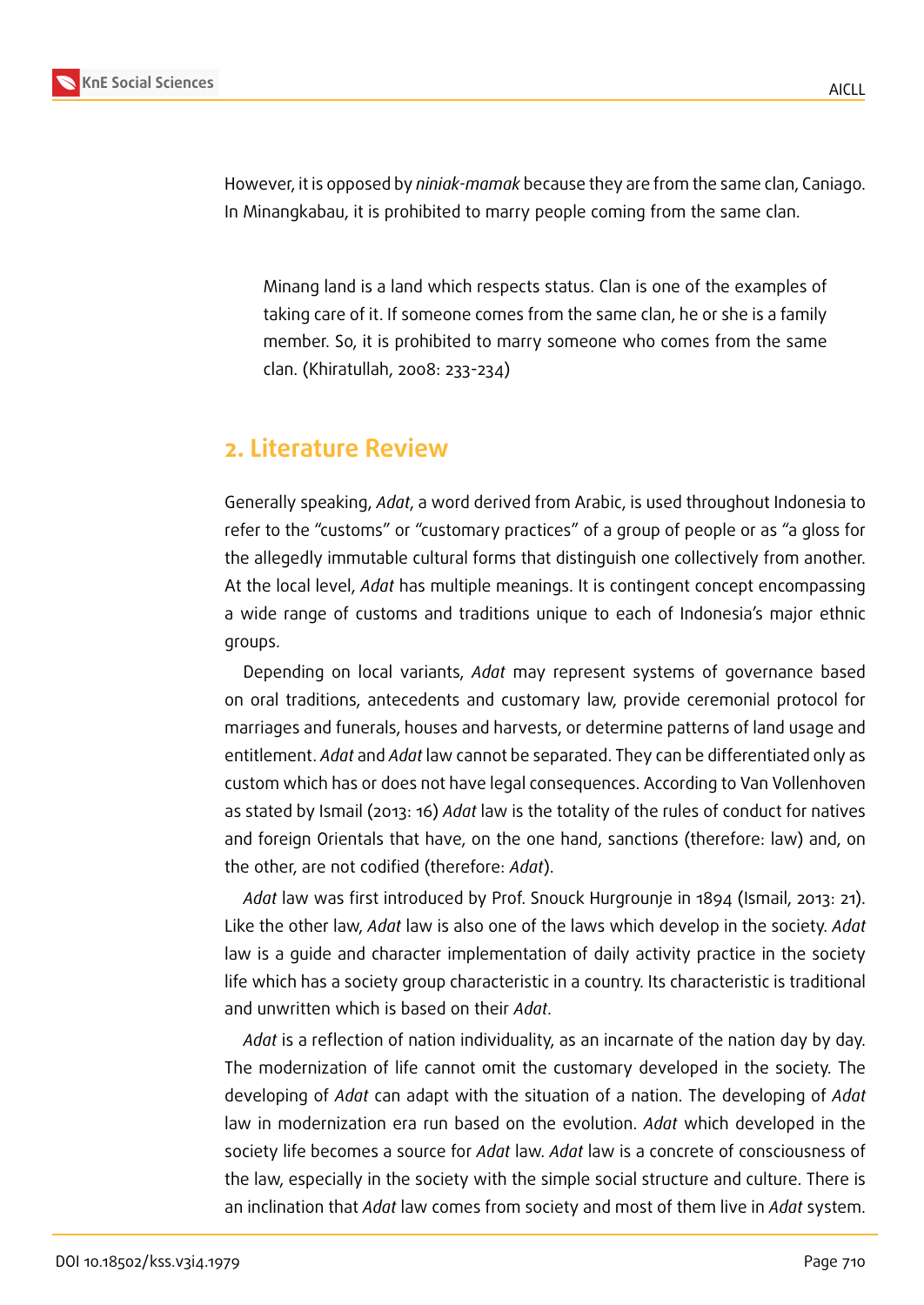However, it is opposed by *niniak-mamak* because they are from the same clan, Caniago. In Minangkabau, it is prohibited to marry people coming from the same clan.

> Minang land is a land which respects status. Clan is one of the examples of taking care of it. If someone comes from the same clan, he or she is a family member. So, it is prohibited to marry someone who comes from the same clan. (Khiratullah, 2008: 233-234)

## 2. Literature Review

Generally speaking, *Adat*, a word derived from Arabic, is used throughout Indonesia to refer to the "customs" or "customary practices" of a group of people or as "a gloss for the allegedly immutable cultural forms that distinguish one collectively from another. At the local level, *Adat* has multiple meanings. It is contingent concept encompassing a wide range of customs and traditions unique to each of Indonesia's major ethnic groups.

Depending on local variants, *Adat* may represent systems of governance based on oral traditions, antecedents and customary law, provide ceremonial protocol for marriages and funerals, houses and harvests, or determine patterns of land usage and entitlement. *Adat* and *Adat* law cannot be separated. They can be differentiated only as custom which has or does not have legal consequences. According to Van Vollenhoven as stated by Ismail (2013: 16) *Adat* law is the totality of the rules of conduct for natives and foreign Orientals that have, on the one hand, sanctions (therefore: law) and, on the other, are not codified (therefore: *Adat*).

*Adat* law was first introduced by Prof. Snouck Hurgrounje in 1894 (Ismail, 2013: 21). Like the other law, *Adat* law is also one of the laws which develop in the society. *Adat* law is a guide and character implementation of daily activity practice in the society life which has a society group characteristic in a country. Its characteristic is traditional and unwritten which is based on their *Adat*.

*Adat* is a reflection of nation individuality, as an incarnate of the nation day by day. The modernization of life cannot omit the customary developed in the society. The developing of *Adat* can adapt with the situation of a nation. The developing of *Adat* law in modernization era run based on the evolution. *Adat* which developed in the society life becomes a source for *Adat* law. *Adat* law is a concrete of consciousness of the law, especially in the society with the simple social structure and culture. There is an inclination that *Adat* law comes from society and most of them live in *Adat* system.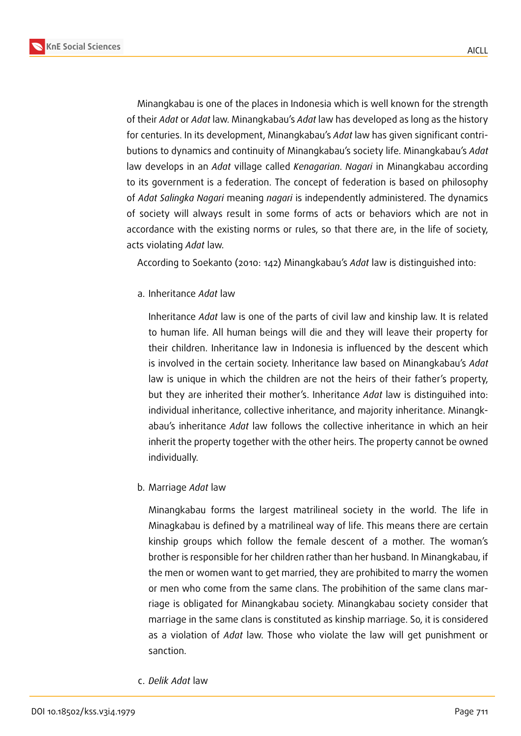Minangkabau is one of the places in Indonesia which is well known for the strength of their *Adat* or *Adat* law. Minangkabau's *Adat* law has developed as long as the history for centuries. In its development, Minangkabau's *Adat* law has given significant contributions to dynamics and continuity of Minangkabau's society life. Minangkabau's *Adat* law develops in an *Adat* village called *Kenagarian*. *Nagari* in Minangkabau according to its government is a federation. The concept of federation is based on philosophy of *Adat Salingka Nagari* meaning *nagari* is independently administered. The dynamics of society will always result in some forms of acts or behaviors which are not in accordance with the existing norms or rules, so that there are, in the life of society, acts violating *Adat* law.

According to Soekanto (2010: 142) Minangkabau's *Adat* law is distinguished into:

a. Inheritance *Adat* law

   Inheritance *Adat* law is one of the parts of civil law and kinship law. It is related to human life. All human beings will die and they will leave their property for their children. Inheritance law in Indonesia is influenced by the descent which is involved in the certain society. Inheritance law based on Minangkabau's *Adat* law is unique in which the children are not the heirs of their father's property, but they are inherited their mother's. Inheritance *Adat* law is distinguihed into: individual inheritance, collective inheritance, and majority inheritance. Minangkabau's inheritance *Adat* law follows the collective inheritance in which an heir inherit the property together with the other heirs. The property cannot be owned individually.

b. Marriage *Adat* law

   Minangkabau forms the largest matrilineal society in the world. The life in Minagkabau is defined by a matrilineal way of life. This means there are certain kinship groups which follow the female descent of a mother. The woman's brother is responsible for her children rather than her husband. In Minangkabau, if the men or women want to get married, they are prohibited to marry the women or men who come from the same clans. The probihition of the same clans marriage is obligated for Minangkabau society. Minangkabau society consider that marriage in the same clans is constituted as kinship marriage. So, it is considered as a violation of *Adat* law. Those who violate the law will get punishment or sanction.

c. *Delik Adat* law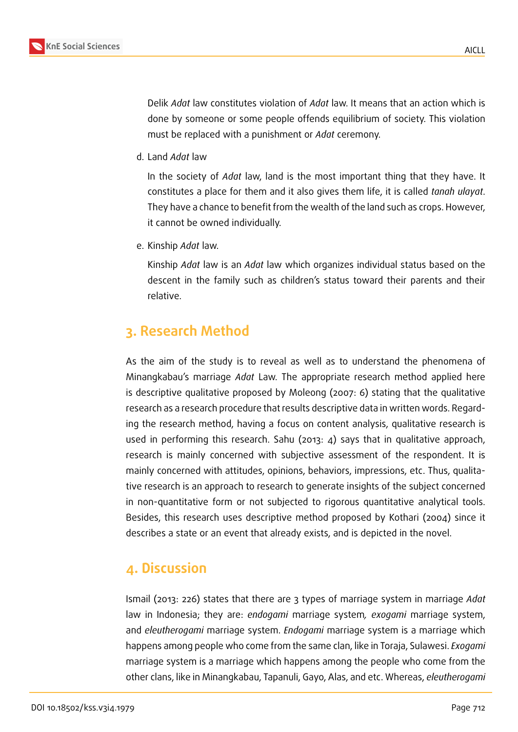Delik *Adat* law constitutes violation of *Adat* law. It means that an action which is done by someone or some people offends equilibrium of society. This violation must be replaced with a punishment or *Adat* ceremony.

d. Land *Adat* law

   In the society of *Adat* law, land is the most important thing that they have. It constitutes a place for them and it also gives them life, it is called *tanah ulayat*. They have a chance to benefit from the wealth of the land such as crops. However, it cannot be owned individually.

e. Kinship *Adat* law.

   Kinship *Adat* law is an *Adat* law which organizes individual status based on the descent in the family such as children's status toward their parents and their relative.

## 3. Research Method

As the aim of the study is to reveal as well as to understand the phenomena of Minangkabau's marriage *Adat* Law. The appropriate research method applied here is descriptive qualitative proposed by Moleong (2007: 6) stating that the qualitative research as a research procedure that results descriptive data in written words. Regarding the research method, having a focus on content analysis, qualitative research is used in performing this research. Sahu (2013: 4) says that in qualitative approach, research is mainly concerned with subjective assessment of the respondent. It is mainly concerned with attitudes, opinions, behaviors, impressions, etc. Thus, qualitative research is an approach to research to generate insights of the subject concerned in non-quantitative form or not subjected to rigorous quantitative analytical tools. Besides, this research uses descriptive method proposed by Kothari (2004) since it describes a state or an event that already exists, and is depicted in the novel.

## 4. Discussion

Ismail (2013: 226) states that there are 3 types of marriage system in marriage *Adat* law in Indonesia; they are: *endogami* marriage system, *exogami* marriage system, and *eleutherogami* marriage system. *Endogami* marriage system is a marriage which happens among people who come from the same clan, like in Toraja, Sulawesi. *Exogami* marriage system is a marriage which happens among the people who come from the other clans, like in Minangkabau, Tapanuli, Gayo, Alas, and etc. Whereas, *eleutherogami*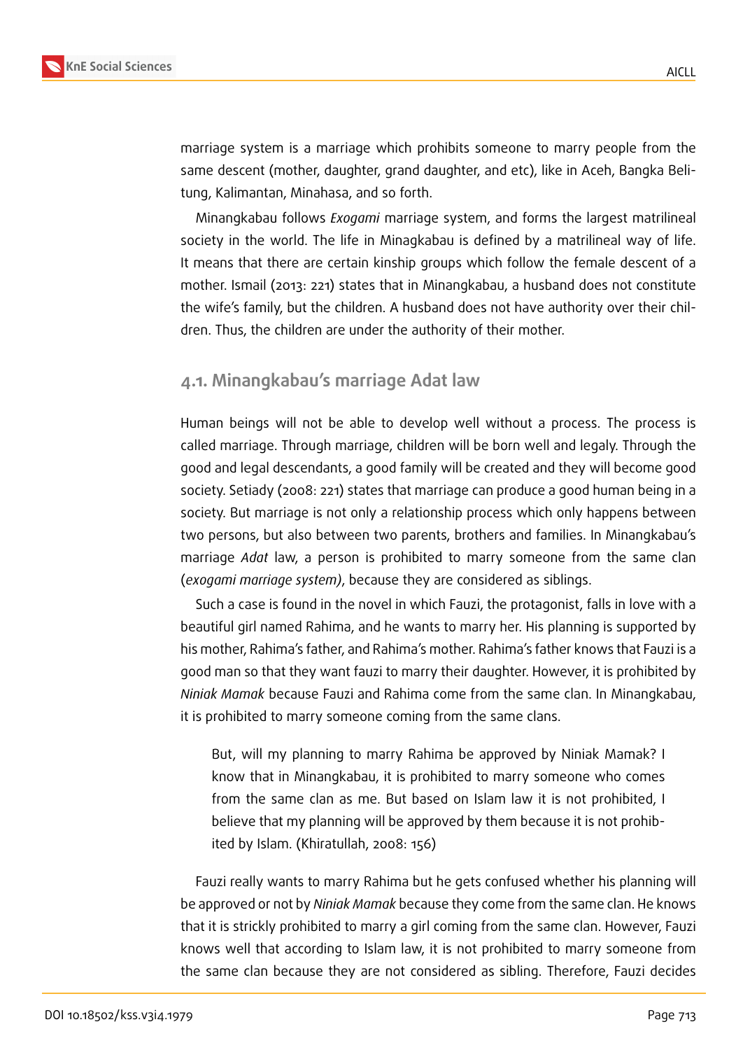marriage system is a marriage which prohibits someone to marry people from the same descent (mother, daughter, grand daughter, and etc), like in Aceh, Bangka Belitung, Kalimantan, Minahasa, and so forth.

Minangkabau follows *Exogami* marriage system, and forms the largest matrilineal society in the world. The life in Minagkabau is defined by a matrilineal way of life. It means that there are certain kinship groups which follow the female descent of a mother. Ismail (2013: 221) states that in Minangkabau, a husband does not constitute the wife's family, but the children. A husband does not have authority over their children. Thus, the children are under the authority of their mother.

### 4.1. Minangkabau's marriage Adat law

Human beings will not be able to develop well without a process. The process is called marriage. Through marriage, children will be born well and legaly. Through the good and legal descendants, a good family will be created and they will become good society. Setiady (2008: 221) states that marriage can produce a good human being in a society. But marriage is not only a relationship process which only happens between two persons, but also between two parents, brothers and families. In Minangkabau's marriage *Adat* law, a person is prohibited to marry someone from the same clan (*exogami marriage system)*, because they are considered as siblings.

Such a case is found in the novel in which Fauzi, the protagonist, falls in love with a beautiful girl named Rahima, and he wants to marry her. His planning is supported by his mother, Rahima's father, and Rahima's mother. Rahima's father knows that Fauzi is a good man so that they want fauzi to marry their daughter. However, it is prohibited by *Niniak Mamak* because Fauzi and Rahima come from the same clan. In Minangkabau, it is prohibited to marry someone coming from the same clans.

> But, will my planning to marry Rahima be approved by Niniak Mamak? I know that in Minangkabau, it is prohibited to marry someone who comes from the same clan as me. But based on Islam law it is not prohibited, I believe that my planning will be approved by them because it is not prohibited by Islam. (Khiratullah, 2008: 156)

Fauzi really wants to marry Rahima but he gets confused whether his planning will be approved or not by *Niniak Mamak* because they come from the same clan. He knows that it is strickly prohibited to marry a girl coming from the same clan. However, Fauzi knows well that according to Islam law, it is not prohibited to marry someone from the same clan because they are not considered as sibling. Therefore, Fauzi decides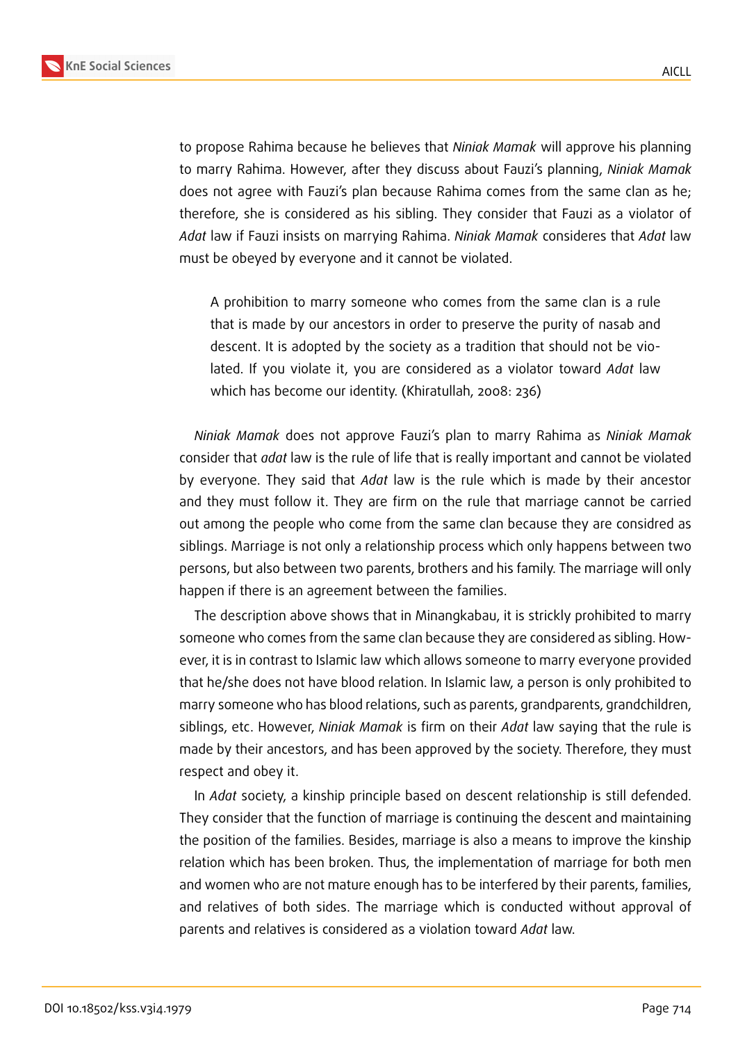to propose Rahima because he believes that *Niniak Mamak* will approve his planning to marry Rahima. However, after they discuss about Fauzi's planning, *Niniak Mamak* does not agree with Fauzi's plan because Rahima comes from the same clan as he; therefore, she is considered as his sibling. They consider that Fauzi as a violator of *Adat* law if Fauzi insists on marrying Rahima. *Niniak Mamak* consideres that *Adat* law must be obeyed by everyone and it cannot be violated.

> A prohibition to marry someone who comes from the same clan is a rule that is made by our ancestors in order to preserve the purity of nasab and descent. It is adopted by the society as a tradition that should not be violated. If you violate it, you are considered as a violator toward *Adat* law which has become our identity. (Khiratullah, 2008: 236)

*Niniak Mamak* does not approve Fauzi's plan to marry Rahima as *Niniak Mamak* consider that *adat* law is the rule of life that is really important and cannot be violated by everyone. They said that *Adat* law is the rule which is made by their ancestor and they must follow it. They are firm on the rule that marriage cannot be carried out among the people who come from the same clan because they are considred as siblings. Marriage is not only a relationship process which only happens between two persons, but also between two parents, brothers and his family. The marriage will only happen if there is an agreement between the families.

The description above shows that in Minangkabau, it is strickly prohibited to marry someone who comes from the same clan because they are considered as sibling. However, it is in contrast to Islamic law which allows someone to marry everyone provided that he/she does not have blood relation. In Islamic law, a person is only prohibited to marry someone who has blood relations, such as parents, grandparents, grandchildren, siblings, etc. However, *Niniak Mamak* is firm on their *Adat* law saying that the rule is made by their ancestors, and has been approved by the society. Therefore, they must respect and obey it.

In *Adat* society, a kinship principle based on descent relationship is still defended. They consider that the function of marriage is continuing the descent and maintaining the position of the families. Besides, marriage is also a means to improve the kinship relation which has been broken. Thus, the implementation of marriage for both men and women who are not mature enough has to be interfered by their parents, families, and relatives of both sides. The marriage which is conducted without approval of parents and relatives is considered as a violation toward *Adat* law.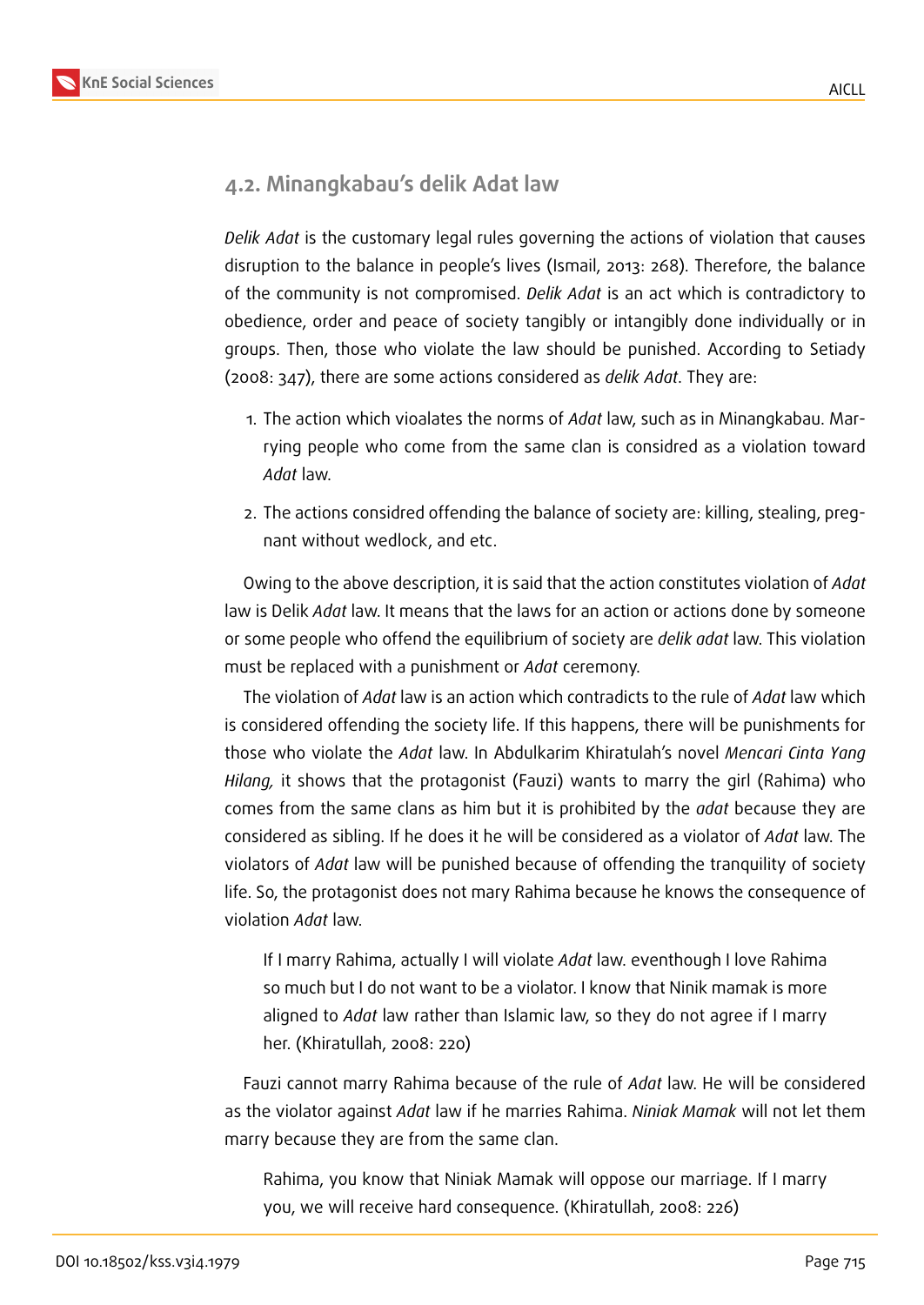## 4.2. Minangkabau's delik Adat law

*Delik Adat* is the customary legal rules governing the actions of violation that causes disruption to the balance in people's lives (Ismail, 2013: 268). Therefore, the balance of the community is not compromised. *Delik Adat* is an act which is contradictory to obedience, order and peace of society tangibly or intangibly done individually or in groups. Then, those who violate the law should be punished. According to Setiady (2008: 347), there are some actions considered as *delik Adat*. They are:

1. The action which vioalates the norms of *Adat* law, such as in Minangkabau. Marrying people who come from the same clan is considred as a violation toward *Adat* law.
2. The actions considred offending the balance of society are: killing, stealing, pregnant without wedlock, and etc.

Owing to the above description, it is said that the action constitutes violation of *Adat* law is Delik *Adat* law. It means that the laws for an action or actions done by someone or some people who offend the equilibrium of society are *delik adat* law. This violation must be replaced with a punishment or *Adat* ceremony.

The violation of *Adat* law is an action which contradicts to the rule of *Adat* law which is considered offending the society life. If this happens, there will be punishments for those who violate the *Adat* law. In Abdulkarim Khiratulah's novel *Mencari Cinta Yang Hilang,* it shows that the protagonist (Fauzi) wants to marry the girl (Rahima) who comes from the same clans as him but it is prohibited by the *adat* because they are considered as sibling. If he does it he will be considered as a violator of *Adat* law. The violators of *Adat* law will be punished because of offending the tranquility of society life. So, the protagonist does not mary Rahima because he knows the consequence of violation *Adat* law.

> If I marry Rahima, actually I will violate *Adat* law. eventhough I love Rahima so much but I do not want to be a violator. I know that Ninik mamak is more aligned to *Adat* law rather than Islamic law, so they do not agree if I marry her. (Khiratullah, 2008: 220)

Fauzi cannot marry Rahima because of the rule of *Adat* law. He will be considered as the violator against *Adat* law if he marries Rahima. *Niniak Mamak* will not let them marry because they are from the same clan.

> Rahima, you know that Niniak Mamak will oppose our marriage. If I marry you, we will receive hard consequence. (Khiratullah, 2008: 226)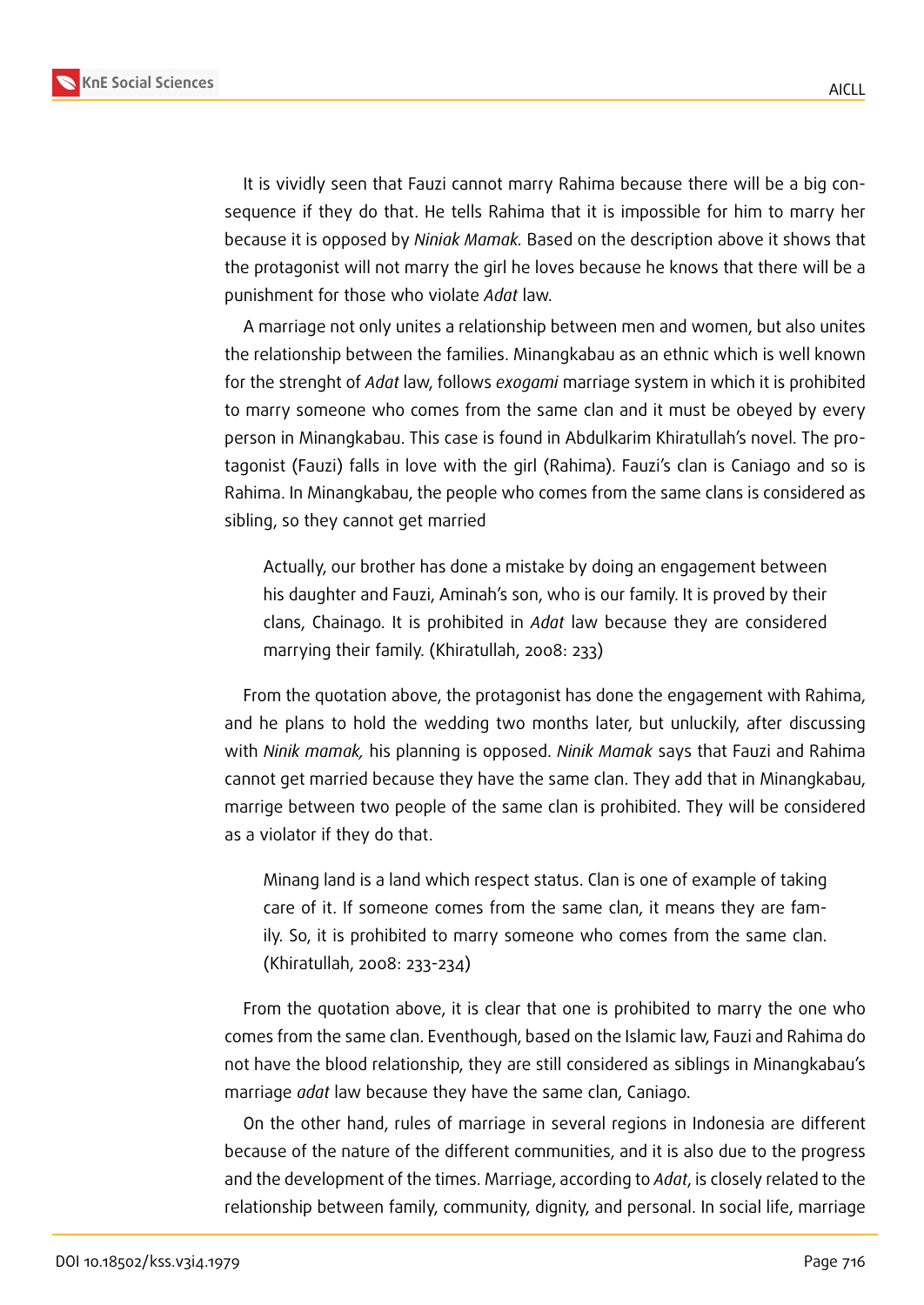It is vividly seen that Fauzi cannot marry Rahima because there will be a big consequence if they do that. He tells Rahima that it is impossible for him to marry her because it is opposed by *Niniak Mamak.* Based on the description above it shows that the protagonist will not marry the girl he loves because he knows that there will be a punishment for those who violate *Adat* law.

A marriage not only unites a relationship between men and women, but also unites the relationship between the families. Minangkabau as an ethnic which is well known for the strenght of *Adat* law, follows *exogami* marriage system in which it is prohibited to marry someone who comes from the same clan and it must be obeyed by every person in Minangkabau. This case is found in Abdulkarim Khiratullah's novel. The protagonist (Fauzi) falls in love with the girl (Rahima). Fauzi's clan is Caniago and so is Rahima. In Minangkabau, the people who comes from the same clans is considered as sibling, so they cannot get married

> Actually, our brother has done a mistake by doing an engagement between his daughter and Fauzi, Aminah's son, who is our family. It is proved by their clans, Chainago. It is prohibited in *Adat* law because they are considered marrying their family. (Khiratullah, 2008: 233)

From the quotation above, the protagonist has done the engagement with Rahima, and he plans to hold the wedding two months later, but unluckily, after discussing with *Ninik mamak,* his planning is opposed. *Ninik Mamak* says that Fauzi and Rahima cannot get married because they have the same clan. They add that in Minangkabau, marrige between two people of the same clan is prohibited. They will be considered as a violator if they do that.

> Minang land is a land which respect status. Clan is one of example of taking care of it. If someone comes from the same clan, it means they are family. So, it is prohibited to marry someone who comes from the same clan. (Khiratullah, 2008: 233-234)

From the quotation above, it is clear that one is prohibited to marry the one who comes from the same clan. Eventhough, based on the Islamic law, Fauzi and Rahima do not have the blood relationship, they are still considered as siblings in Minangkabau's marriage *adat* law because they have the same clan, Caniago.

On the other hand, rules of marriage in several regions in Indonesia are different because of the nature of the different communities, and it is also due to the progress and the development of the times. Marriage, according to *Adat*, is closely related to the relationship between family, community, dignity, and personal. In social life, marriage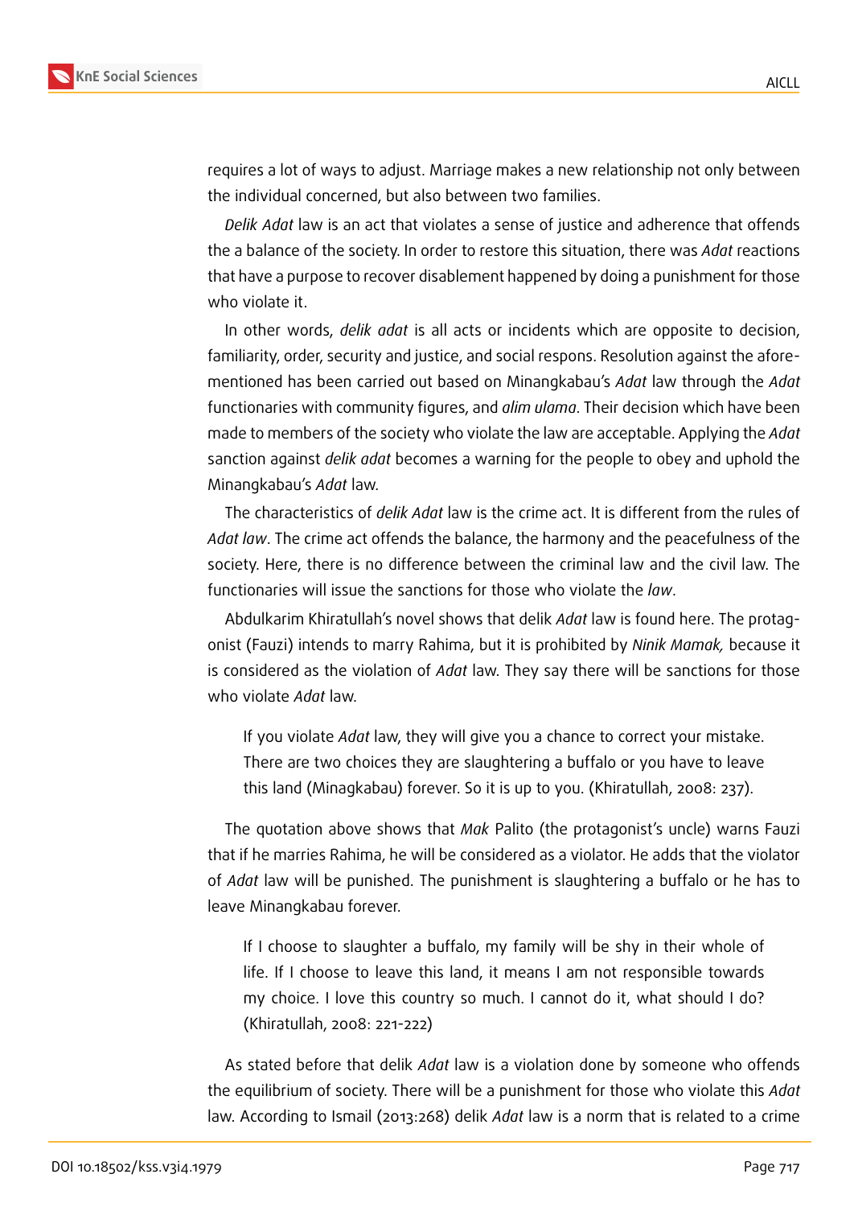requires a lot of ways to adjust. Marriage makes a new relationship not only between the individual concerned, but also between two families.

*Delik Adat* law is an act that violates a sense of justice and adherence that offends the a balance of the society. In order to restore this situation, there was *Adat* reactions that have a purpose to recover disablement happened by doing a punishment for those who violate it.

In other words, *delik adat* is all acts or incidents which are opposite to decision, familiarity, order, security and justice, and social respons. Resolution against the aforementioned has been carried out based on Minangkabau's *Adat* law through the *Adat* functionaries with community figures, and *alim ulama*. Their decision which have been made to members of the society who violate the law are acceptable. Applying the *Adat* sanction against *delik adat* becomes a warning for the people to obey and uphold the Minangkabau's *Adat* law.

The characteristics of *delik Adat* law is the crime act. It is different from the rules of *Adat law*. The crime act offends the balance, the harmony and the peacefulness of the society. Here, there is no difference between the criminal law and the civil law. The functionaries will issue the sanctions for those who violate the *law*.

Abdulkarim Khiratullah's novel shows that delik *Adat* law is found here. The protagonist (Fauzi) intends to marry Rahima, but it is prohibited by *Ninik Mamak,* because it is considered as the violation of *Adat* law. They say there will be sanctions for those who violate *Adat* law.

> If you violate *Adat* law, they will give you a chance to correct your mistake. There are two choices they are slaughtering a buffalo or you have to leave this land (Minagkabau) forever. So it is up to you. (Khiratullah, 2008: 237).

The quotation above shows that *Mak* Palito (the protagonist's uncle) warns Fauzi that if he marries Rahima, he will be considered as a violator. He adds that the violator of *Adat* law will be punished. The punishment is slaughtering a buffalo or he has to leave Minangkabau forever.

> If I choose to slaughter a buffalo, my family will be shy in their whole of life. If I choose to leave this land, it means I am not responsible towards my choice. I love this country so much. I cannot do it, what should I do? (Khiratullah, 2008: 221-222)

As stated before that delik *Adat* law is a violation done by someone who offends the equilibrium of society. There will be a punishment for those who violate this *Adat* law. According to Ismail (2013:268) delik *Adat* law is a norm that is related to a crime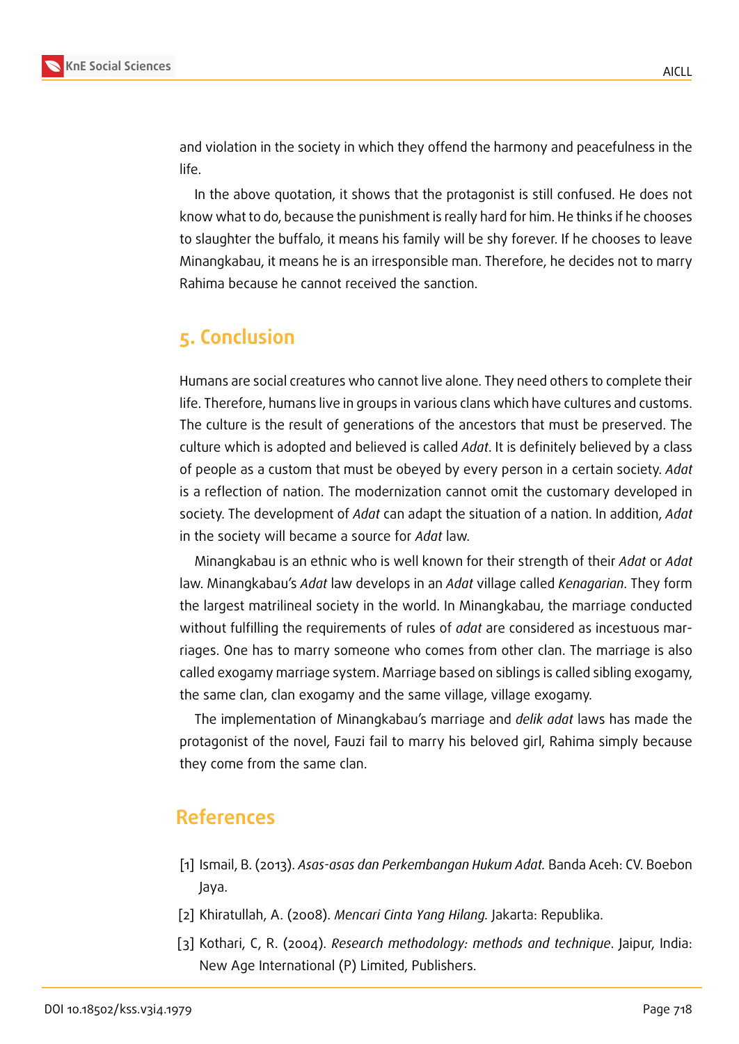and violation in the society in which they offend the harmony and peacefulness in the life.

In the above quotation, it shows that the protagonist is still confused. He does not know what to do, because the punishment is really hard for him. He thinks if he chooses to slaughter the buffalo, it means his family will be shy forever. If he chooses to leave Minangkabau, it means he is an irresponsible man. Therefore, he decides not to marry Rahima because he cannot received the sanction.

## 5. Conclusion

Humans are social creatures who cannot live alone. They need others to complete their life. Therefore, humans live in groups in various clans which have cultures and customs. The culture is the result of generations of the ancestors that must be preserved. The culture which is adopted and believed is called *Adat*. It is definitely believed by a class of people as a custom that must be obeyed by every person in a certain society. *Adat* is a reflection of nation. The modernization cannot omit the customary developed in society. The development of *Adat* can adapt the situation of a nation. In addition, *Adat* in the society will became a source for *Adat* law.

Minangkabau is an ethnic who is well known for their strength of their *Adat* or *Adat* law. Minangkabau's *Adat* law develops in an *Adat* village called *Kenagarian*. They form the largest matrilineal society in the world. In Minangkabau, the marriage conducted without fulfilling the requirements of rules of *adat* are considered as incestuous marriages. One has to marry someone who comes from other clan. The marriage is also called exogamy marriage system. Marriage based on siblings is called sibling exogamy, the same clan, clan exogamy and the same village, village exogamy.

The implementation of Minangkabau's marriage and *delik adat* laws has made the protagonist of the novel, Fauzi fail to marry his beloved girl, Rahima simply because they come from the same clan.

## References

[1] Ismail, B. (2013). *Asas-asas dan Perkembangan Hukum Adat.* Banda Aceh: CV. Boebon Jaya.

[2] Khiratullah, A. (2008). *Mencari Cinta Yang Hilang.* Jakarta: Republika.

[3] Kothari, C, R. (2004). *Research methodology: methods and technique*. Jaipur, India: New Age International (P) Limited, Publishers.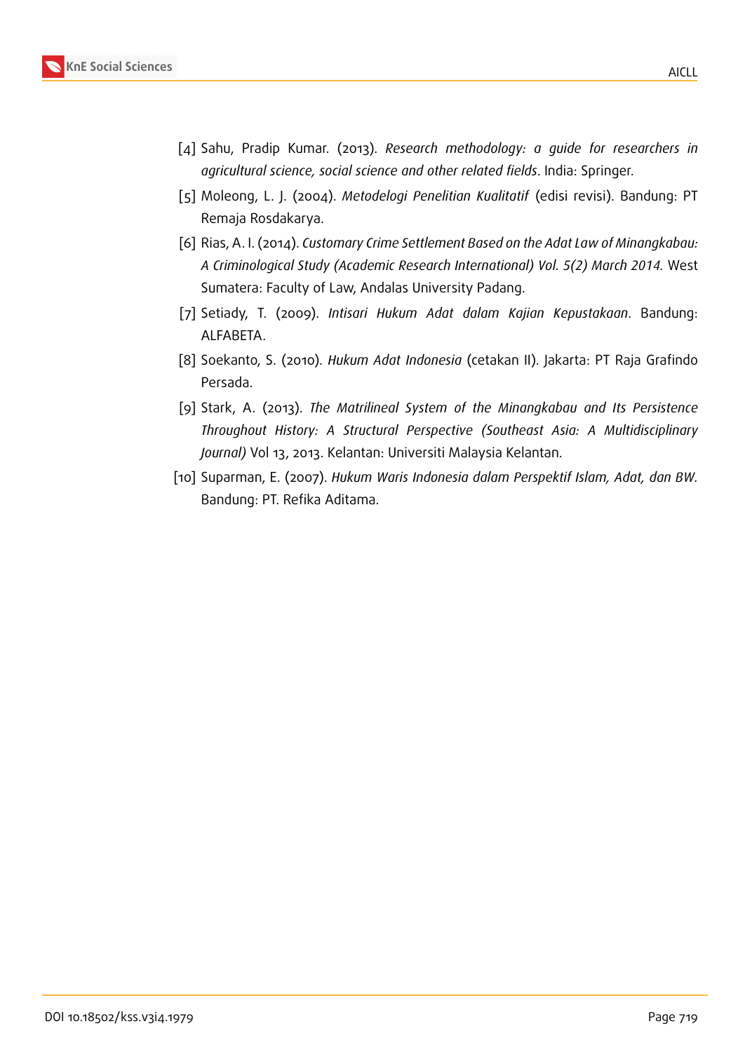[4] Sahu, Pradip Kumar. (2013). *Research methodology: a guide for researchers in agricultural science, social science and other related fields*. India: Springer.

[5] Moleong, L. J. (2004). *Metodelogi Penelitian Kualitatif* (edisi revisi). Bandung: PT Remaja Rosdakarya.

[6] Rias, A. I. (2014). *Customary Crime Settlement Based on the Adat Law of Minangkabau: A Criminological Study (Academic Research International) Vol. 5(2) March 2014.* West Sumatera: Faculty of Law, Andalas University Padang.

[7] Setiady, T. (2009). *Intisari Hukum Adat dalam Kajian Kepustakaan*. Bandung: ALFABETA.

[8] Soekanto, S. (2010). *Hukum Adat Indonesia* (cetakan II). Jakarta: PT Raja Grafindo Persada.

[9] Stark, A. (2013). *The Matrilineal System of the Minangkabau and Its Persistence Throughout History: A Structural Perspective (Southeast Asia: A Multidisciplinary Journal)* Vol 13, 2013. Kelantan: Universiti Malaysia Kelantan.

[10] Suparman, E. (2007). *Hukum Waris Indonesia dalam Perspektif Islam, Adat, dan BW*. Bandung: PT. Refika Aditama.